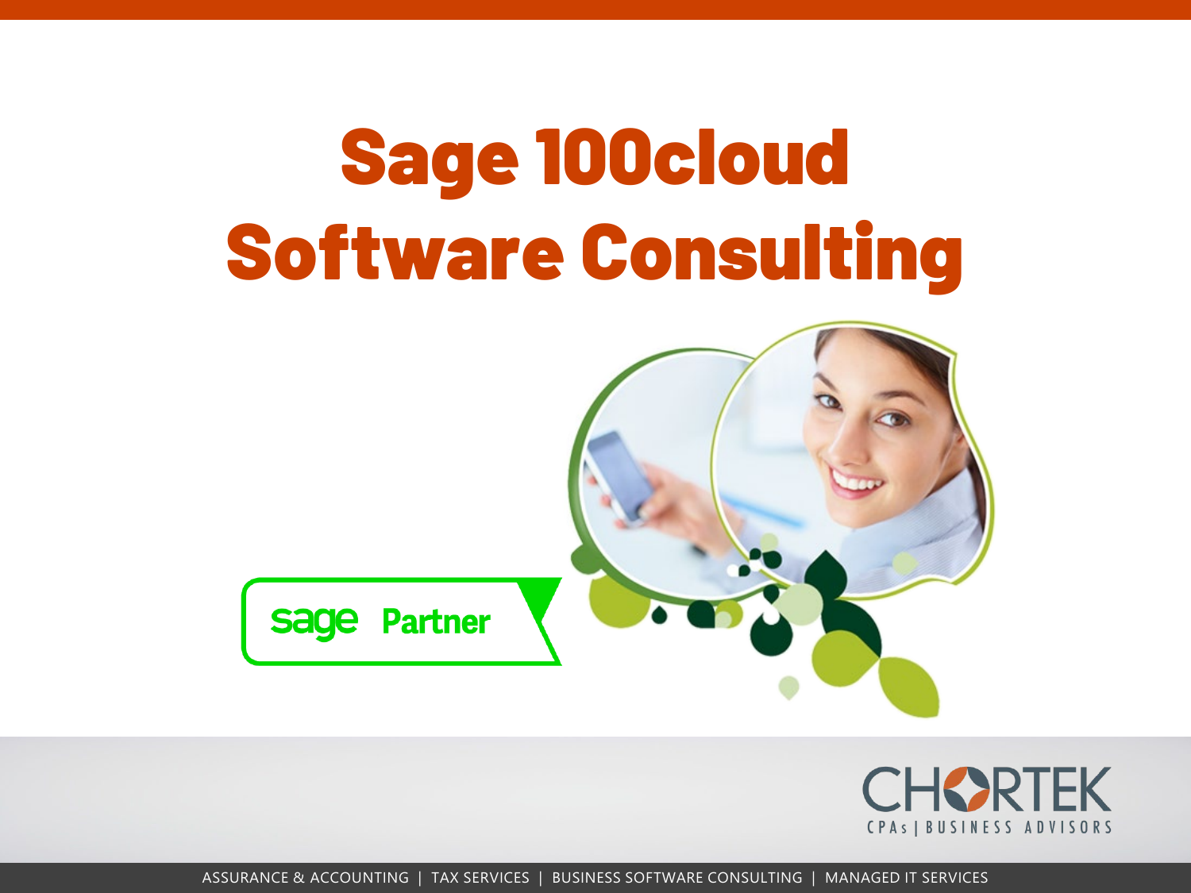# Sage 100cloud Software Consulting

sage Partner

CHORTEK

CPAs | BUSINESS ADVISORS

ASSURANCE & ACCOUNTING | TAX SERVICES | BUSINESS SOFTWARE CONSULTING | MANAGED IT SERVICES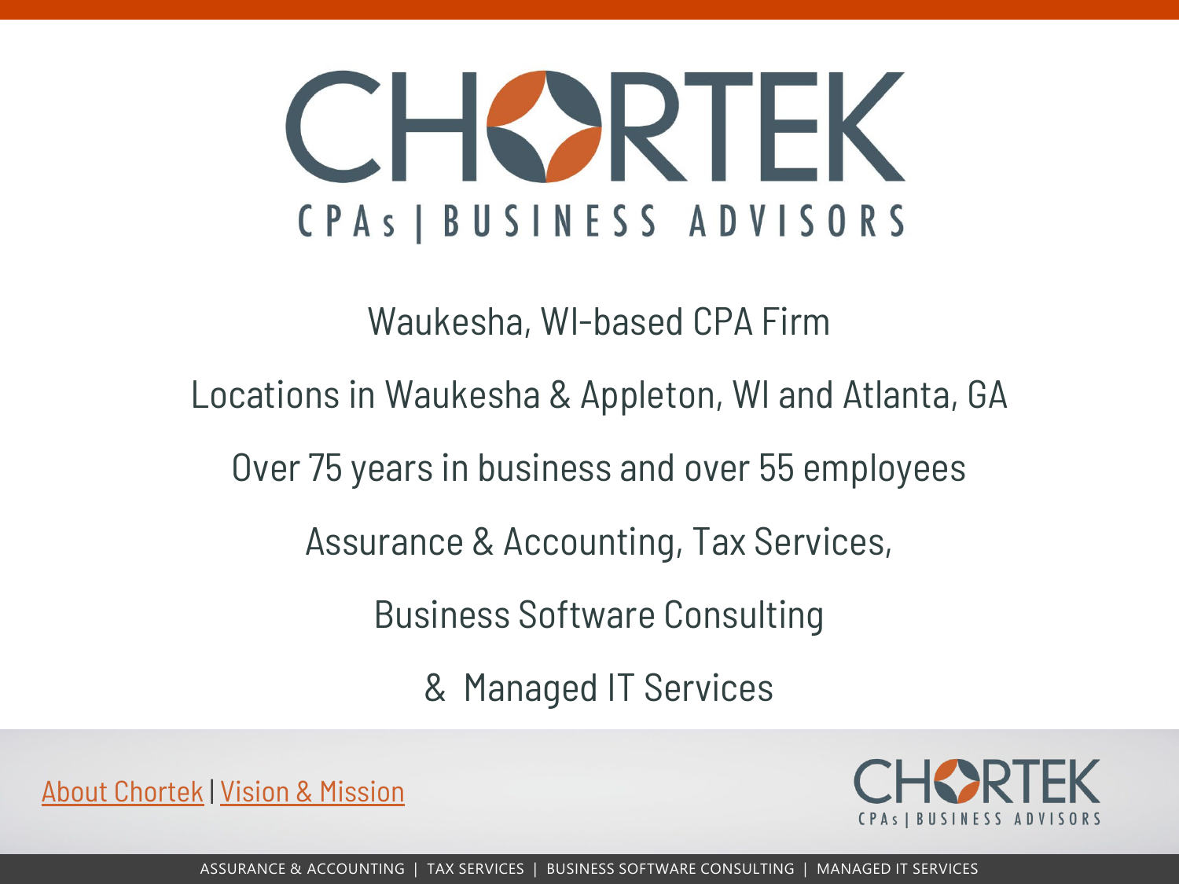# CHORTEK

CPAs | BUSINESS ADVISORS

Waukesha, WI-based CPA Firm

Locations in Waukesha & Appleton, WI and Atlanta, GA

Over 75 years in business and over 55 employees

Assurance & Accounting, Tax Services,

Business Software Consulting

& Managed IT Services

About Chortek | Vision & Mission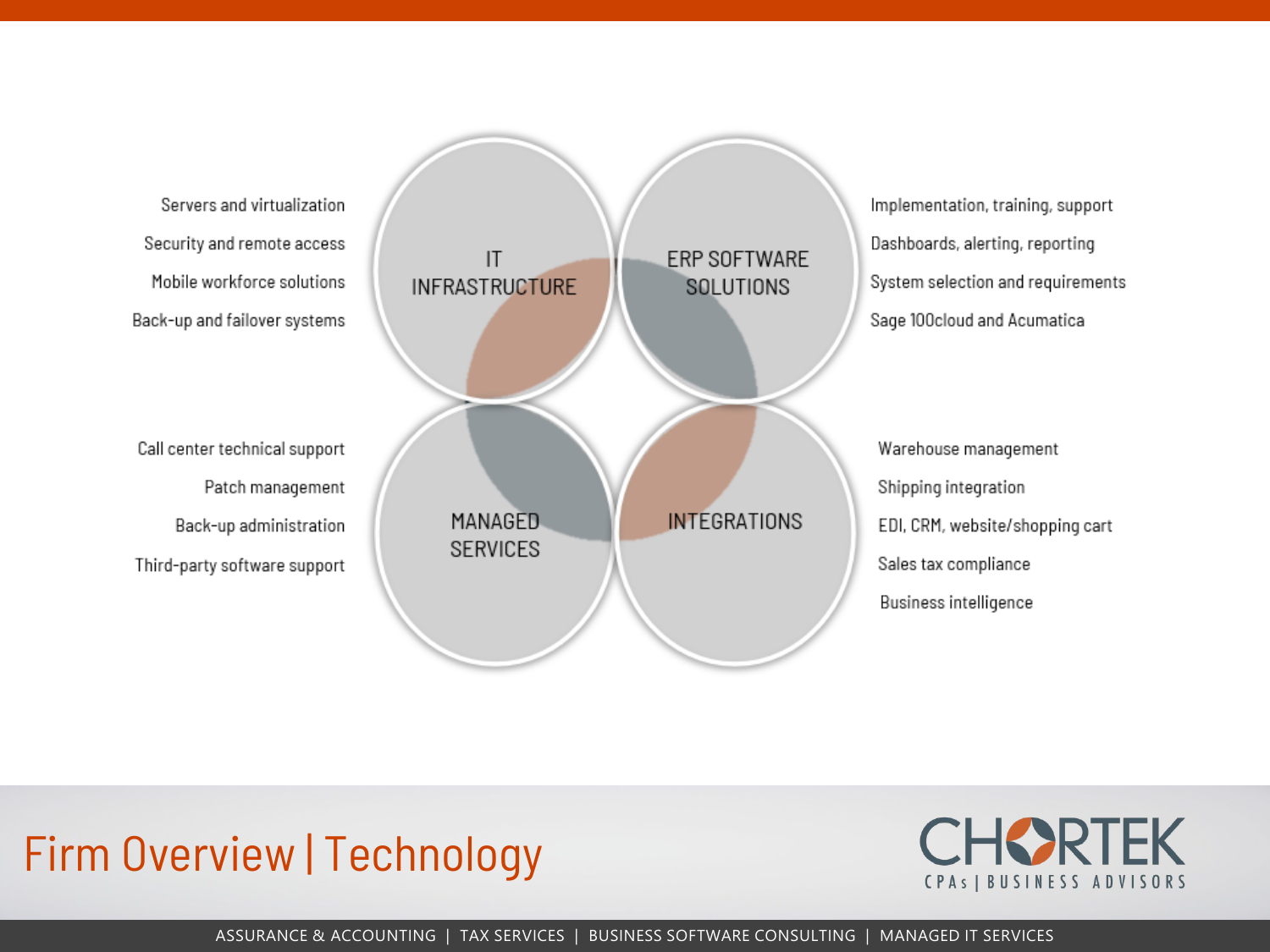# Firm Overview | Technology

## IT INFRASTRUCTURE

- Servers and virtualization
- Security and remote access
- Mobile workforce solutions
- Back-up and failover systems

## ERP SOFTWARE SOLUTIONS

- Implementation, training, support
- Dashboards, alerting, reporting
- System selection and requirements
- Sage 100cloud and Acumatica

## MANAGED SERVICES

- Call center technical support
- Patch management
- Back-up administration
- Third-party software support

## INTEGRATIONS

- Warehouse management
- Shipping integration
- EDI, CRM, website/shopping cart
- Sales tax compliance
- Business intelligence

CHORTEK
CPAs | BUSINESS ADVISORS

ASSURANCE & ACCOUNTING | TAX SERVICES | BUSINESS SOFTWARE CONSULTING | MANAGED IT SERVICES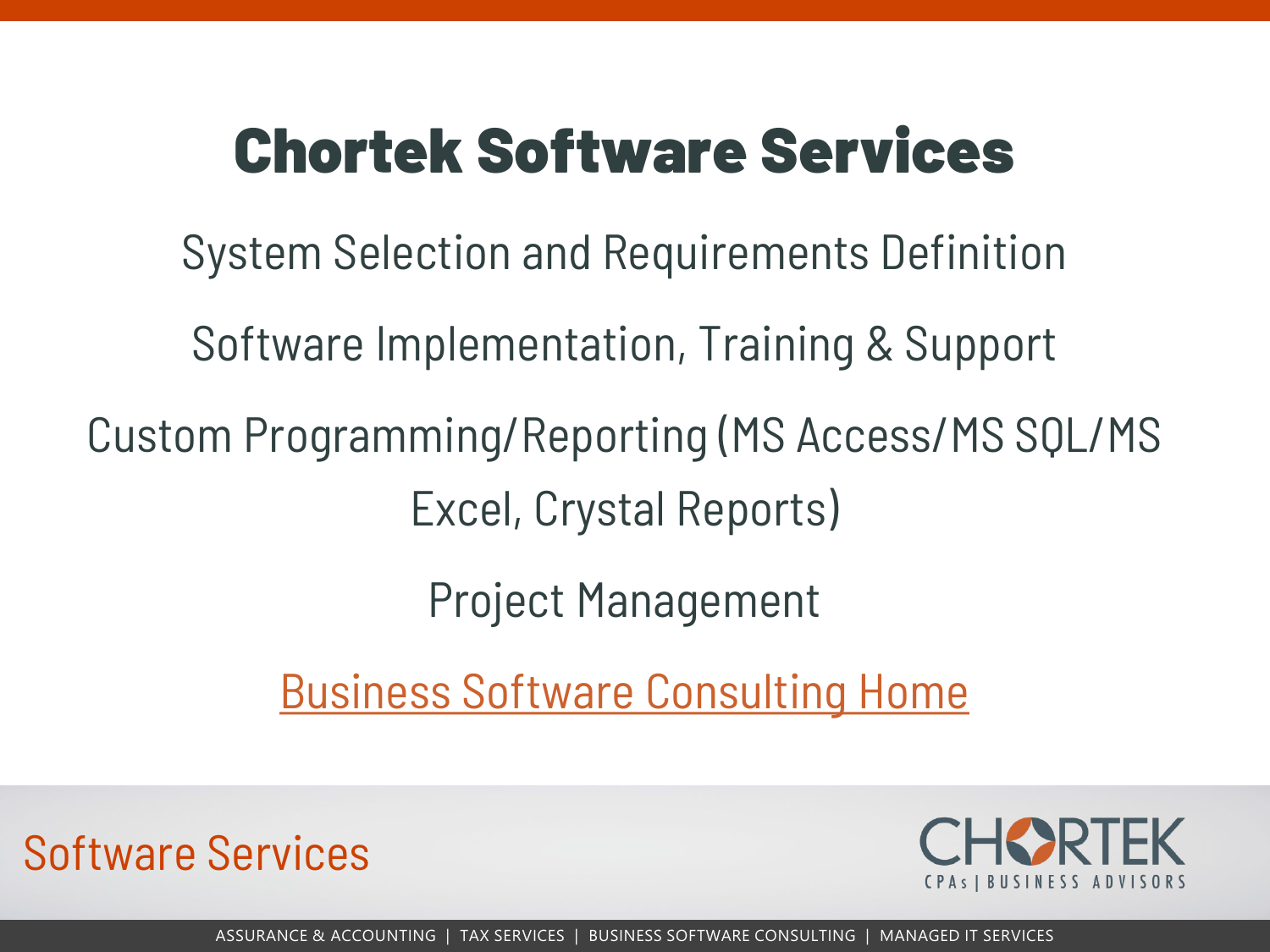# Chortek Software Services

System Selection and Requirements Definition

Software Implementation, Training & Support

Custom Programming/Reporting (MS Access/MS SQL/MS Excel, Crystal Reports)

Project Management

Business Software Consulting Home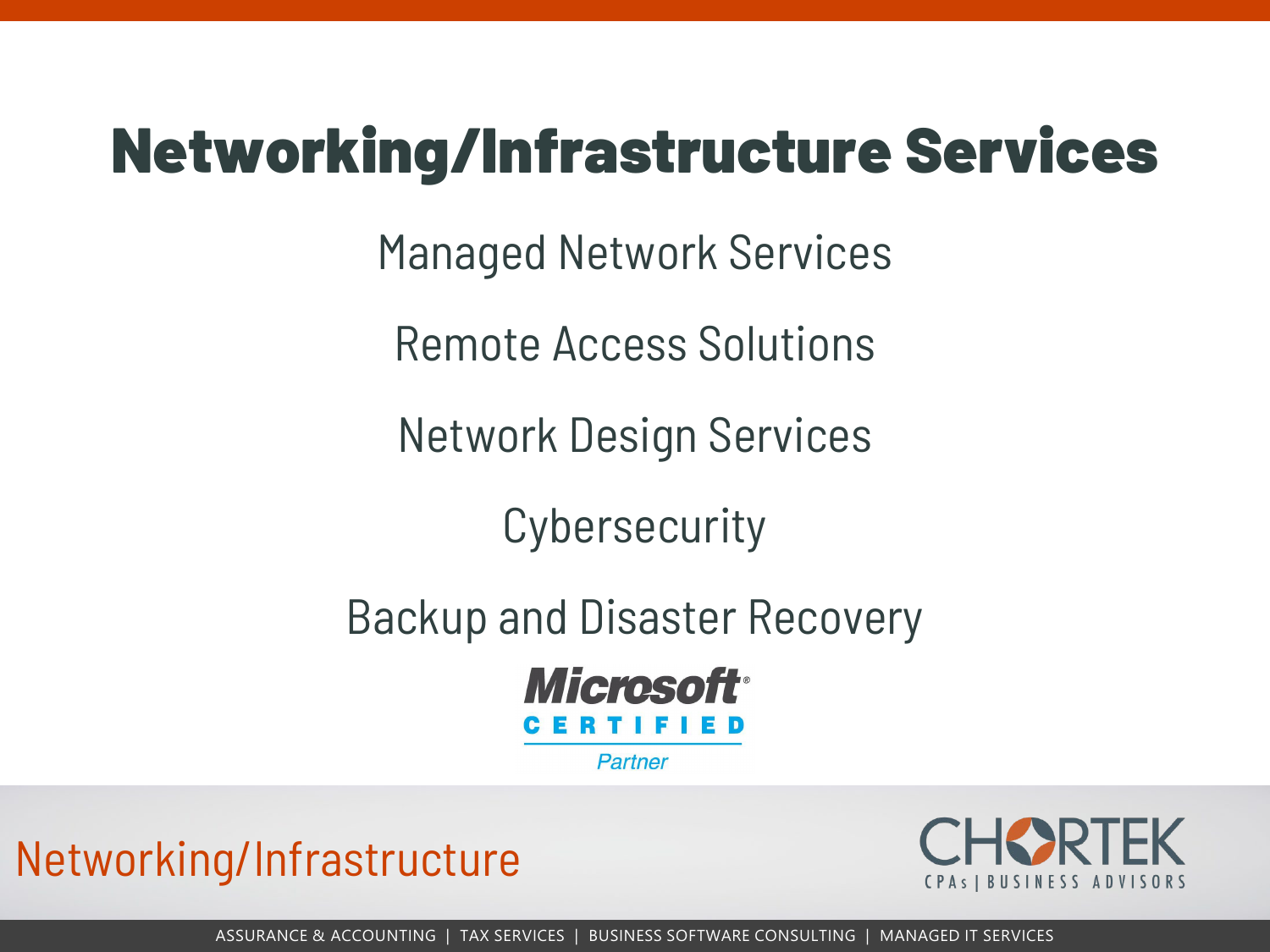# Networking/Infrastructure Services

Managed Network Services

Remote Access Solutions

Network Design Services

Cybersecurity

Backup and Disaster Recovery

Microsoft CERTIFIED Partner

Networking/Infrastructure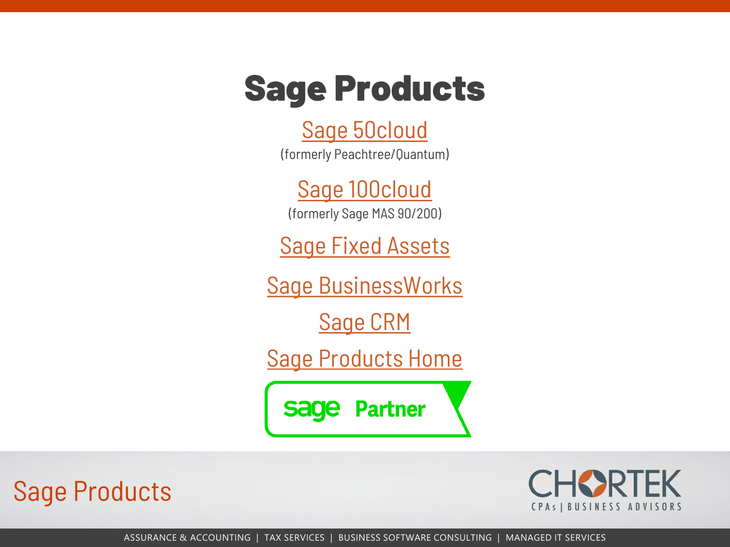# Sage Products

Sage 50cloud

(formerly Peachtree/Quantum)

Sage 100cloud

(formerly Sage MAS 90/200)

Sage Fixed Assets

Sage BusinessWorks

Sage CRM

Sage Products Home

sage Partner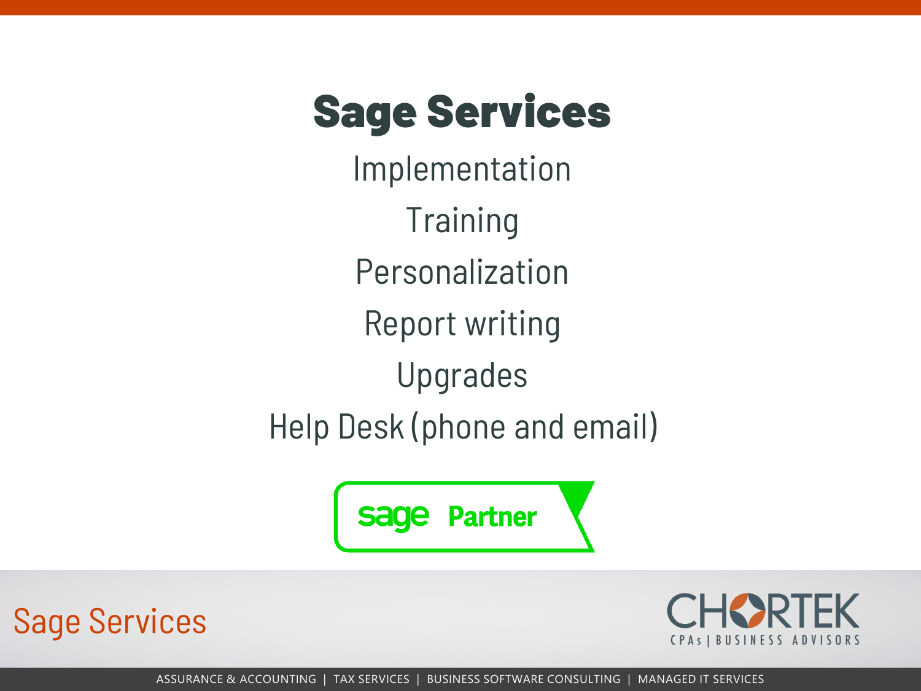# Sage Services

Implementation

Training

Personalization

Report writing

Upgrades

Help Desk (phone and email)

sage Partner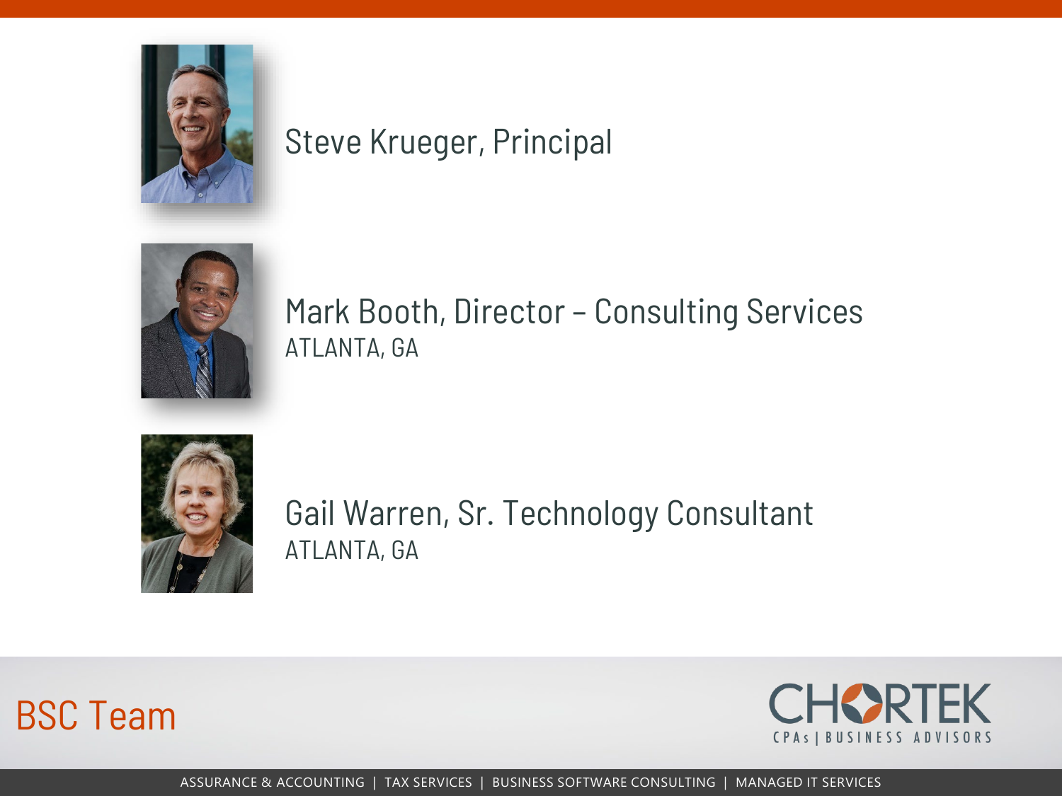# BSC Team

Steve Krueger, Principal

Mark Booth, Director – Consulting Services
ATLANTA, GA

Gail Warren, Sr. Technology Consultant
ATLANTA, GA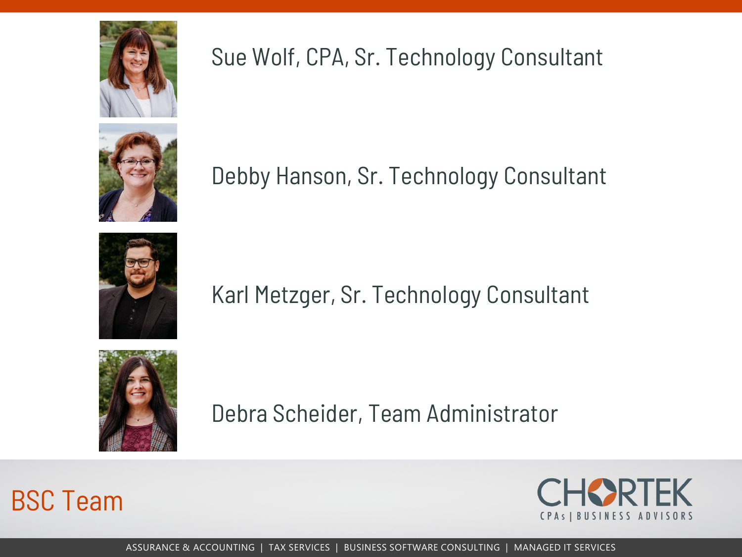# BSC Team

Sue Wolf, CPA, Sr. Technology Consultant

Debby Hanson, Sr. Technology Consultant

Karl Metzger, Sr. Technology Consultant

Debra Scheider, Team Administrator

CHORTEK
CPAs | BUSINESS ADVISORS

ASSURANCE & ACCOUNTING | TAX SERVICES | BUSINESS SOFTWARE CONSULTING | MANAGED IT SERVICES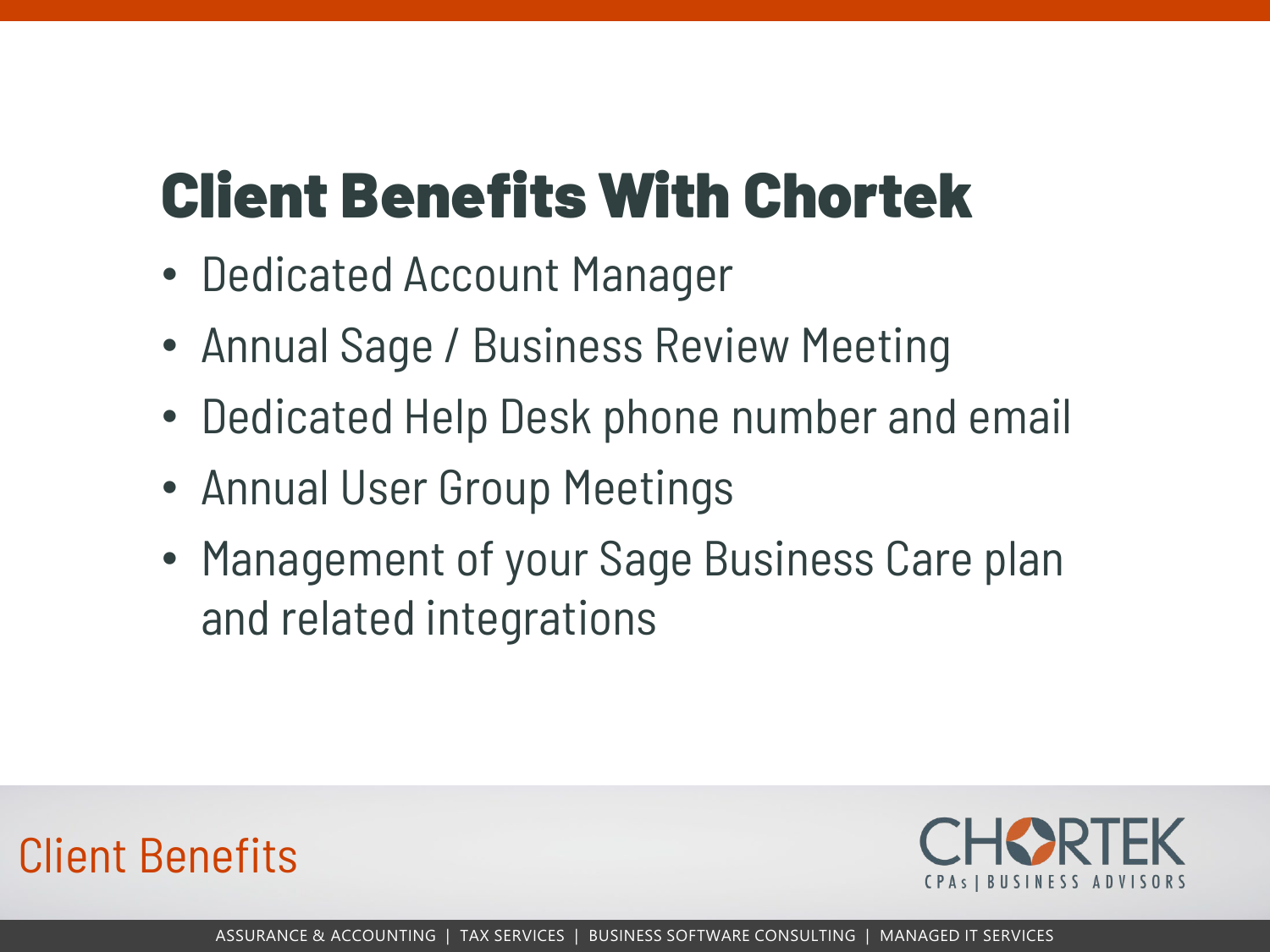# Client Benefits With Chortek

- Dedicated Account Manager
- Annual Sage / Business Review Meeting
- Dedicated Help Desk phone number and email
- Annual User Group Meetings
- Management of your Sage Business Care plan and related integrations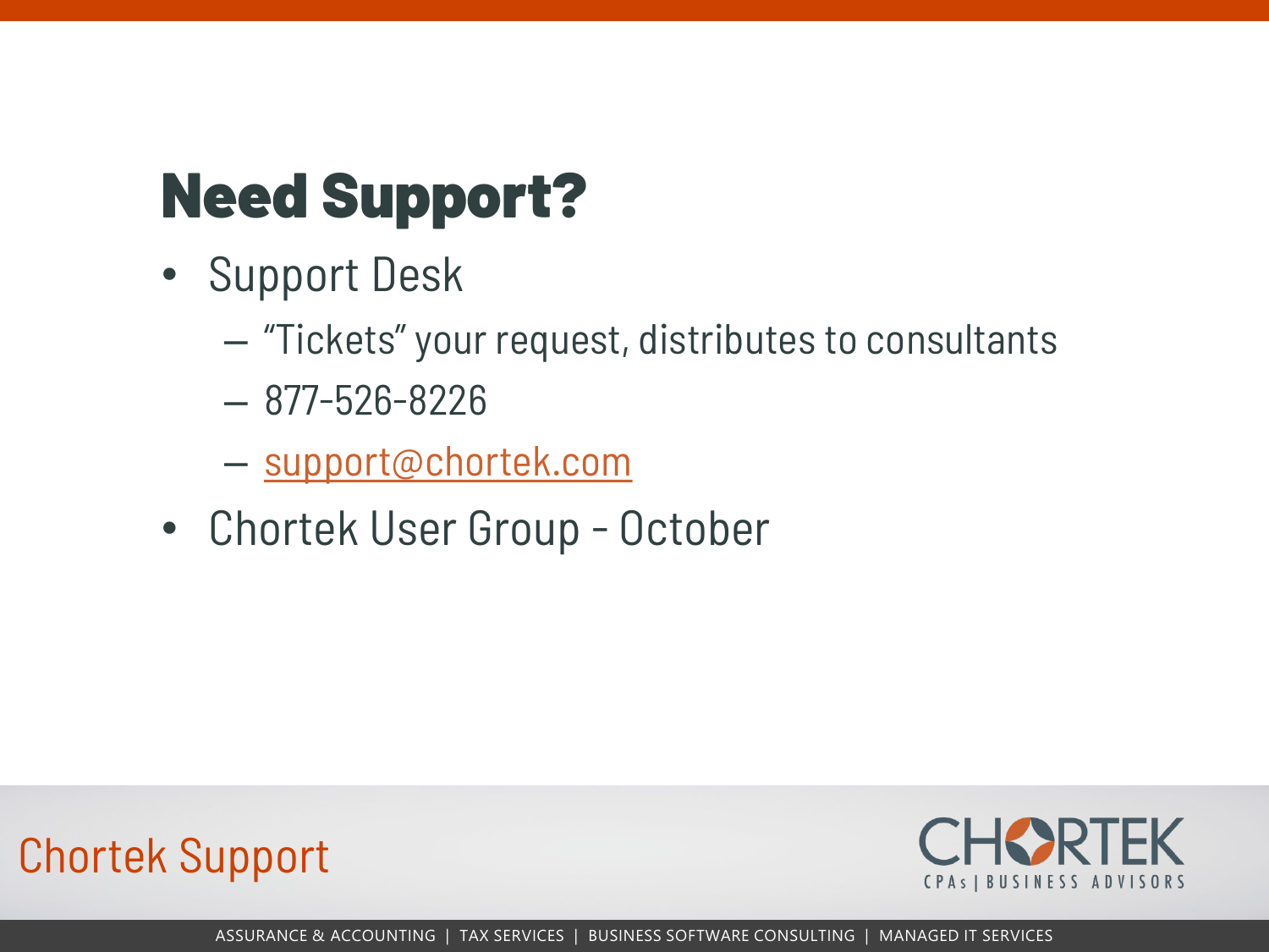# Need Support?

- Support Desk
  - "Tickets" your request, distributes to consultants
  - 877-526-8226
  - support@chortek.com
- Chortek User Group - October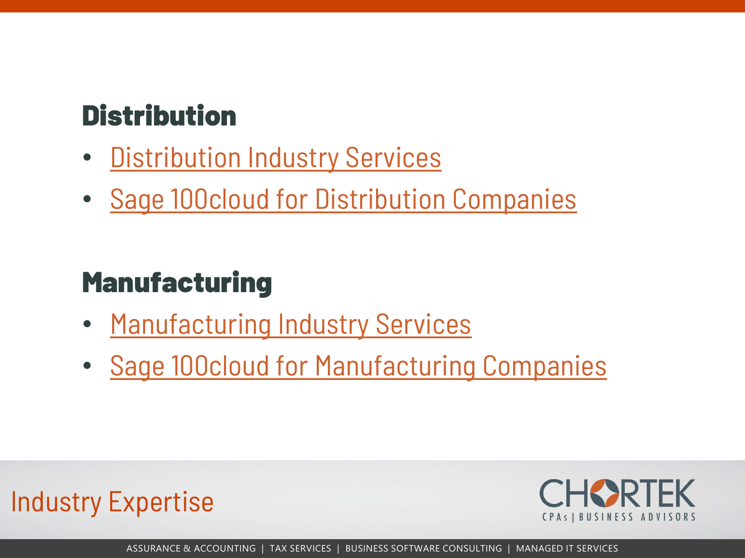## Distribution

- Distribution Industry Services
- Sage 100cloud for Distribution Companies

## Manufacturing

- Manufacturing Industry Services
- Sage 100cloud for Manufacturing Companies

Industry Expertise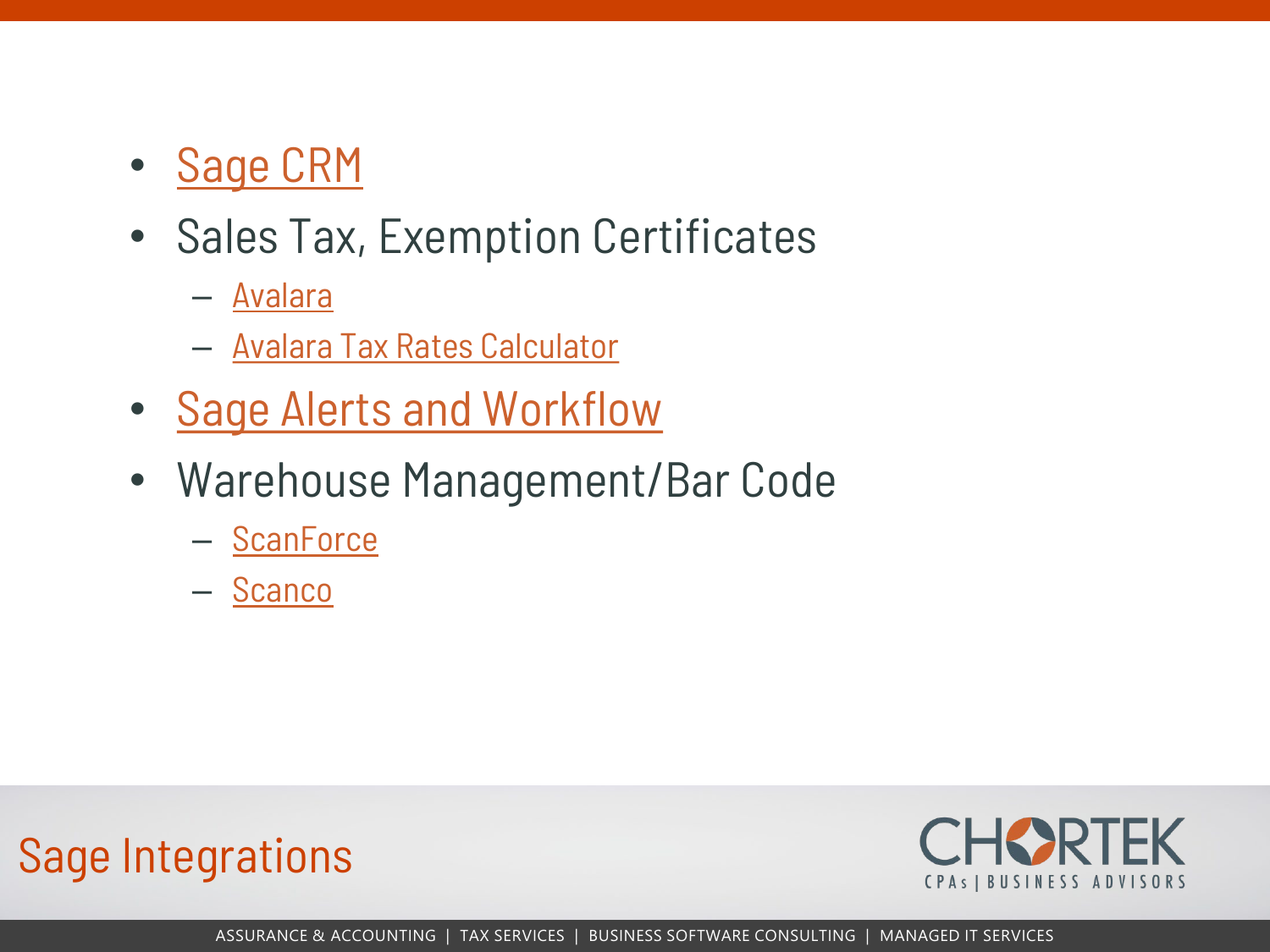## Sage Integrations

- Sage CRM
- Sales Tax, Exemption Certificates
  - Avalara
  - Avalara Tax Rates Calculator
- Sage Alerts and Workflow
- Warehouse Management/Bar Code
  - ScanForce
  - Scanco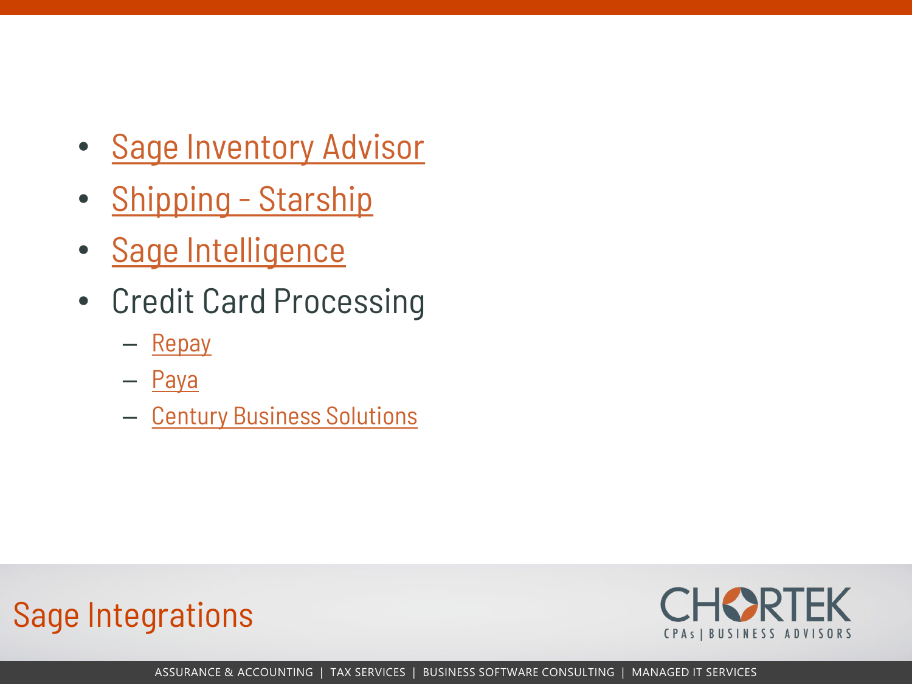# Sage Integrations

- Sage Inventory Advisor
- Shipping - Starship
- Sage Intelligence
- Credit Card Processing
  - Repay
  - Paya
  - Century Business Solutions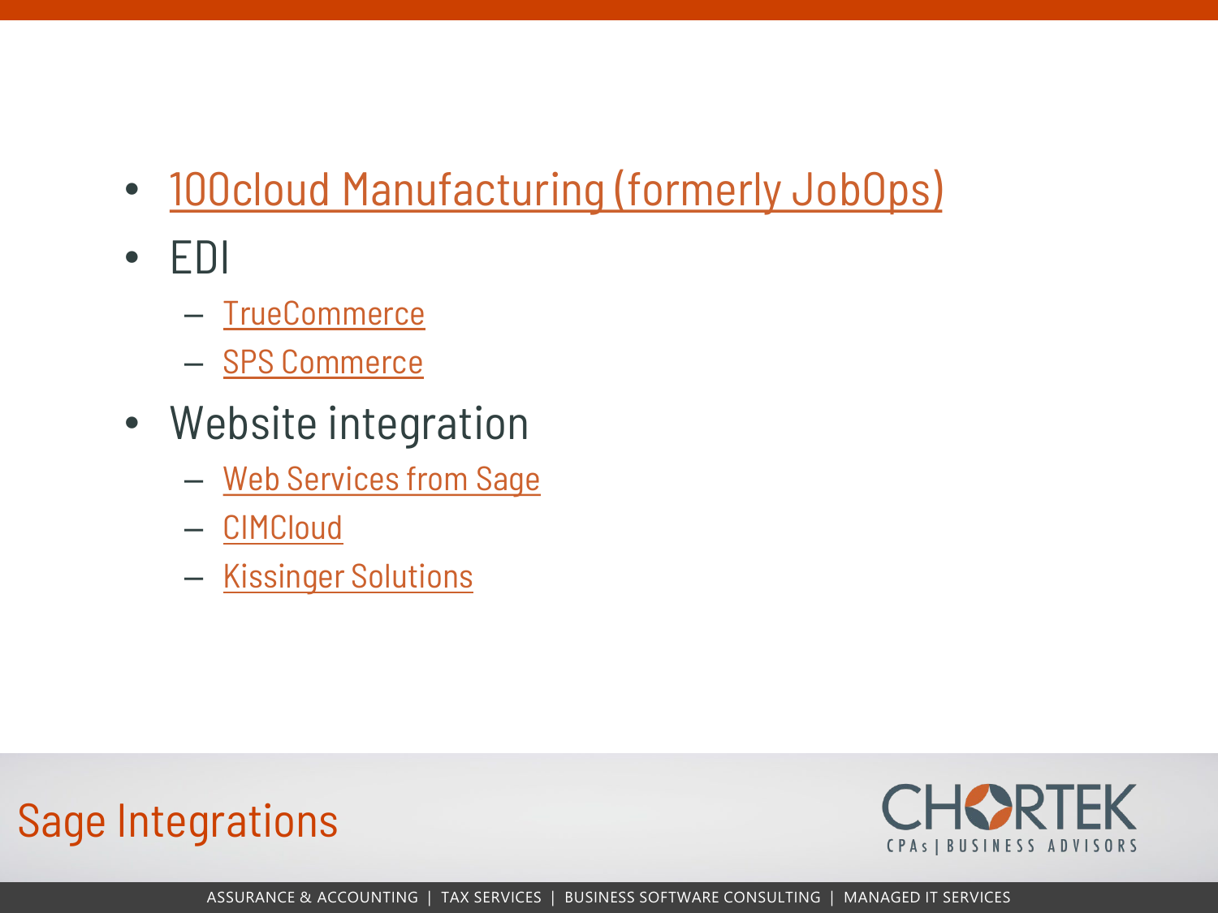# Sage Integrations

- 100cloud Manufacturing (formerly JobOps)
- EDI
  - TrueCommerce
  - SPS Commerce
- Website integration
  - Web Services from Sage
  - CIMCloud
  - Kissinger Solutions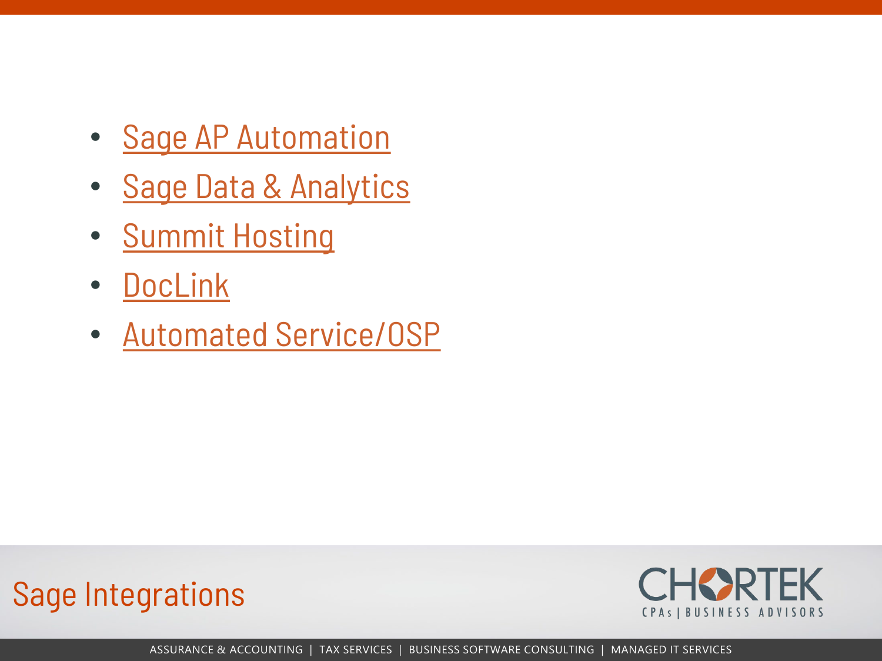# Sage Integrations

- Sage AP Automation
- Sage Data & Analytics
- Summit Hosting
- DocLink
- Automated Service/OSP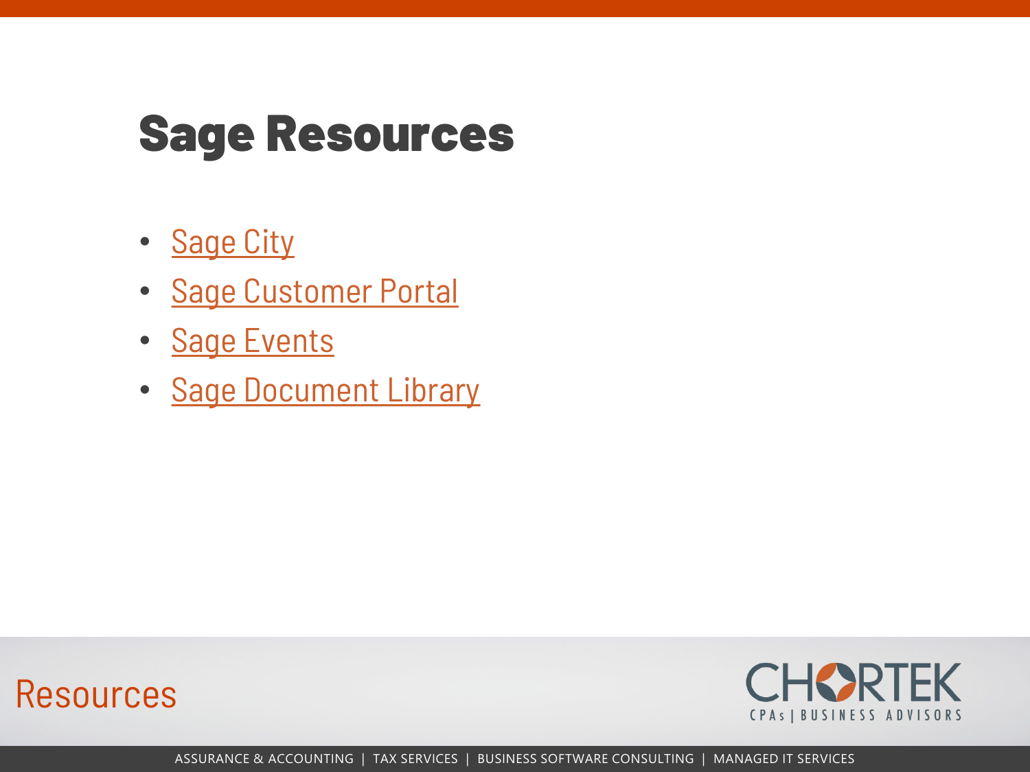# Sage Resources

- Sage City
- Sage Customer Portal
- Sage Events
- Sage Document Library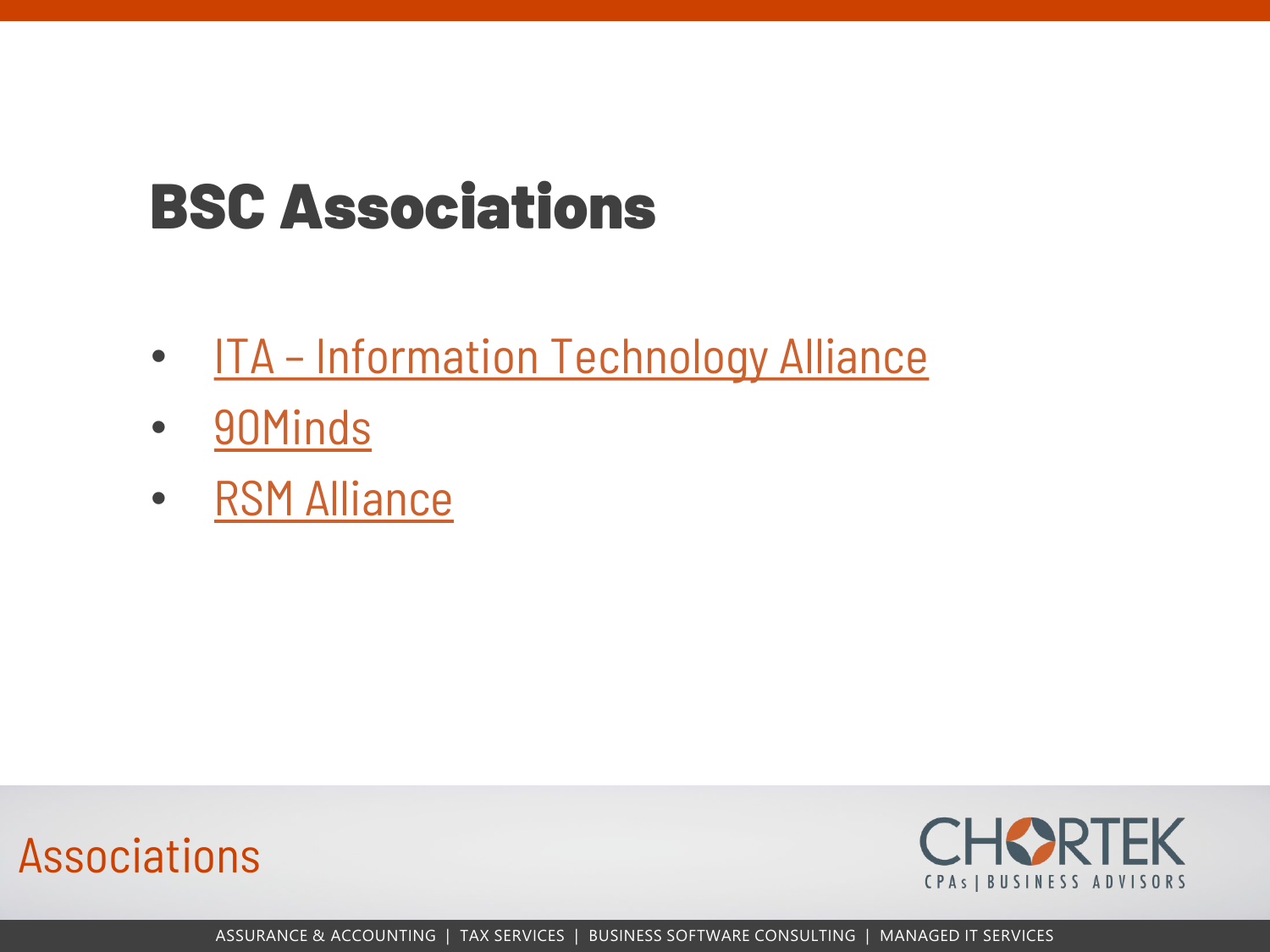# BSC Associations

- ITA – Information Technology Alliance
- 90Minds
- RSM Alliance

Associations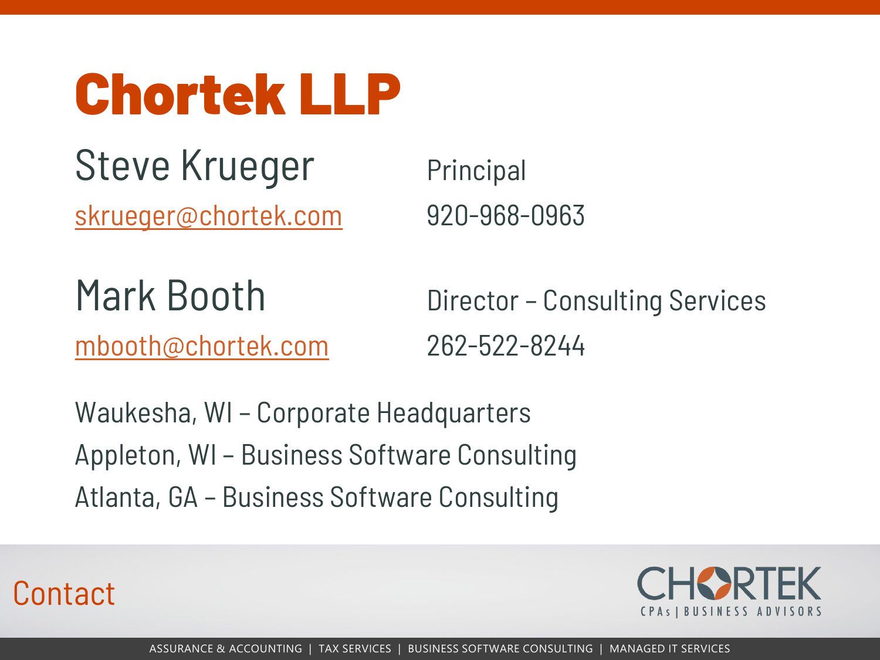# Chortek LLP

Steve Krueger — Principal

skrueger@chortek.com — 920-968-0963

Mark Booth — Director – Consulting Services

mbooth@chortek.com — 262-522-8244

Waukesha, WI – Corporate Headquarters

Appleton, WI – Business Software Consulting

Atlanta, GA – Business Software Consulting

## Contact

CHORTEK
CPAs | BUSINESS ADVISORS

ASSURANCE & ACCOUNTING | TAX SERVICES | BUSINESS SOFTWARE CONSULTING | MANAGED IT SERVICES